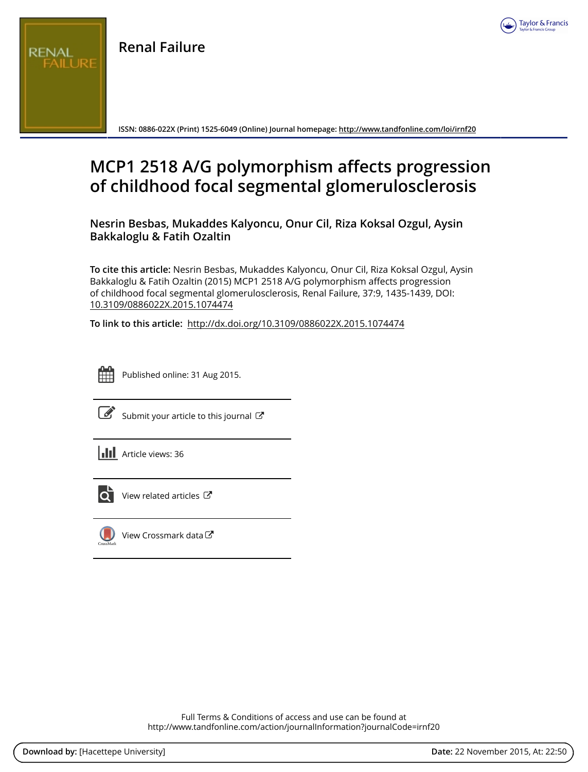# Renal Failure

ISSN: 0886-022X (Print) 1525-6049 (Online) Journal homepage: http://www.tandfonline.com/loi/irnf20

# MCP1 2518 A/G polymorphism affects progression of childhood focal segmental glomerulosclerosis

**Nesrin Besbas, Mukaddes Kalyoncu, Onur Cil, Riza Koksal Ozgul, Aysin Bakkaloglu & Fatih Ozaltin**

**To cite this article:** Nesrin Besbas, Mukaddes Kalyoncu, Onur Cil, Riza Koksal Ozgul, Aysin Bakkaloglu & Fatih Ozaltin (2015) MCP1 2518 A/G polymorphism affects progression of childhood focal segmental glomerulosclerosis, Renal Failure, 37:9, 1435-1439, DOI: 10.3109/0886022X.2015.1074474

**To link to this article:** http://dx.doi.org/10.3109/0886022X.2015.1074474

Published online: 31 Aug 2015.

Submit your article to this journal

Article views: 36

View related articles

View Crossmark data

Full Terms & Conditions of access and use can be found at http://www.tandfonline.com/action/journalInformation?journalCode=irnf20

**Download by:** [Hacettepe University] **Date:** 22 November 2015, At: 22:50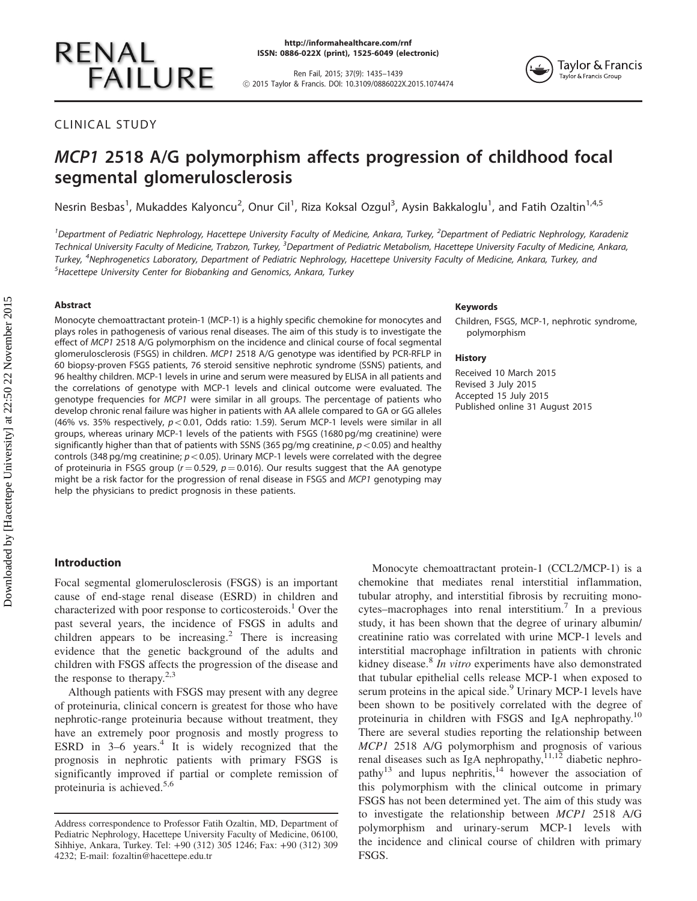CLINICAL STUDY

# *MCP1* 2518 A/G polymorphism affects progression of childhood focal segmental glomerulosclerosis

Nesrin Besbas[1], Mukaddes Kalyoncu[2], Onur Cil[1], Riza Koksal Ozgul[3], Aysin Bakkaloglu[1], and Fatih Ozaltin[1,4,5]

[1]Department of Pediatric Nephrology, Hacettepe University Faculty of Medicine, Ankara, Turkey, [2]Department of Pediatric Nephrology, Karadeniz Technical University Faculty of Medicine, Trabzon, Turkey, [3]Department of Pediatric Metabolism, Hacettepe University Faculty of Medicine, Ankara, Turkey, [4]Nephrogenetics Laboratory, Department of Pediatric Nephrology, Hacettepe University Faculty of Medicine, Ankara, Turkey, and [5]Hacettepe University Center for Biobanking and Genomics, Ankara, Turkey

## Abstract

Monocyte chemoattractant protein-1 (MCP-1) is a highly specific chemokine for monocytes and plays roles in pathogenesis of various renal diseases. The aim of this study is to investigate the effect of *MCP1* 2518 A/G polymorphism on the incidence and clinical course of focal segmental glomerulosclerosis (FSGS) in children. *MCP1* 2518 A/G genotype was identified by PCR-RFLP in 60 biopsy-proven FSGS patients, 76 steroid sensitive nephrotic syndrome (SSNS) patients, and 96 healthy children. MCP-1 levels in urine and serum were measured by ELISA in all patients and the correlations of genotype with MCP-1 levels and clinical outcome were evaluated. The genotype frequencies for *MCP1* were similar in all groups. The percentage of patients who develop chronic renal failure was higher in patients with AA allele compared to GA or GG alleles (46% vs. 35% respectively, $p < 0.01$, Odds ratio: 1.59). Serum MCP-1 levels were similar in all groups, whereas urinary MCP-1 levels of the patients with FSGS (1680 pg/mg creatinine) were significantly higher than that of patients with SSNS (365 pg/mg creatinine, $p < 0.05$) and healthy controls (348 pg/mg creatinine; $p < 0.05$). Urinary MCP-1 levels were correlated with the degree of proteinuria in FSGS group ($r = 0.529$, $p = 0.016$). Our results suggest that the AA genotype might be a risk factor for the progression of renal disease in FSGS and *MCP1* genotyping may help the physicians to predict prognosis in these patients.

## Keywords

Children, FSGS, MCP-1, nephrotic syndrome, polymorphism

## History

Received 10 March 2015
Revised 3 July 2015
Accepted 15 July 2015
Published online 31 August 2015

## Introduction

Focal segmental glomerulosclerosis (FSGS) is an important cause of end-stage renal disease (ESRD) in children and characterized with poor response to corticosteroids.[1] Over the past several years, the incidence of FSGS in adults and children appears to be increasing.[2] There is increasing evidence that the genetic background of the adults and children with FSGS affects the progression of the disease and the response to therapy.[2,3]

Although patients with FSGS may present with any degree of proteinuria, clinical concern is greatest for those who have nephrotic-range proteinuria because without treatment, they have an extremely poor prognosis and mostly progress to ESRD in 3–6 years.[4] It is widely recognized that the prognosis in nephrotic patients with primary FSGS is significantly improved if partial or complete remission of proteinuria is achieved.[5,6]

Monocyte chemoattractant protein-1 (CCL2/MCP-1) is a chemokine that mediates renal interstitial inflammation, tubular atrophy, and interstitial fibrosis by recruiting monocytes–macrophages into renal interstitium.[7] In a previous study, it has been shown that the degree of urinary albumin/creatinine ratio was correlated with urine MCP-1 levels and interstitial macrophage infiltration in patients with chronic kidney disease.[8] *In vitro* experiments have also demonstrated that tubular epithelial cells release MCP-1 when exposed to serum proteins in the apical side.[9] Urinary MCP-1 levels have been shown to be positively correlated with the degree of proteinuria in children with FSGS and IgA nephropathy.[10] There are several studies reporting the relationship between *MCP1* 2518 A/G polymorphism and prognosis of various renal diseases such as IgA nephropathy,[11,12] diabetic nephropathy[13] and lupus nephritis,[14] however the association of this polymorphism with the clinical outcome in primary FSGS has not been determined yet. The aim of this study was to investigate the relationship between *MCP1* 2518 A/G polymorphism and urinary-serum MCP-1 levels with the incidence and clinical course of children with primary FSGS.

Address correspondence to Professor Fatih Ozaltin, MD, Department of Pediatric Nephrology, Hacettepe University Faculty of Medicine, 06100, Sihhiye, Ankara, Turkey. Tel: +90 (312) 305 1246; Fax: +90 (312) 309 4232; E-mail: fozaltin@hacettepe.edu.tr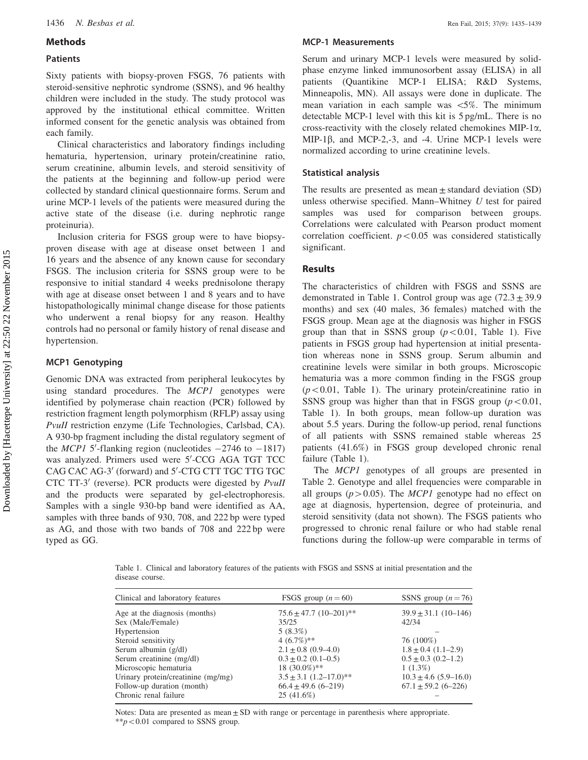## Methods

### Patients

Sixty patients with biopsy-proven FSGS, 76 patients with steroid-sensitive nephrotic syndrome (SSNS), and 96 healthy children were included in the study. The study protocol was approved by the institutional ethical committee. Written informed consent for the genetic analysis was obtained from each family.

Clinical characteristics and laboratory findings including hematuria, hypertension, urinary protein/creatinine ratio, serum creatinine, albumin levels, and steroid sensitivity of the patients at the beginning and follow-up period were collected by standard clinical questionnaire forms. Serum and urine MCP-1 levels of the patients were measured during the active state of the disease (i.e. during nephrotic range proteinuria).

Inclusion criteria for FSGS group were to have biopsy-proven disease with age at disease onset between 1 and 16 years and the absence of any known cause for secondary FSGS. The inclusion criteria for SSNS group were to be responsive to initial standard 4 weeks prednisolone therapy with age at disease onset between 1 and 8 years and to have histopathologically minimal change disease for those patients who underwent a renal biopsy for any reason. Healthy controls had no personal or family history of renal disease and hypertension.

### MCP1 Genotyping

Genomic DNA was extracted from peripheral leukocytes by using standard procedures. The *MCP1* genotypes were identified by polymerase chain reaction (PCR) followed by restriction fragment length polymorphism (RFLP) assay using *PvuII* restriction enzyme (Life Technologies, Carlsbad, CA). A 930-bp fragment including the distal regulatory segment of the *MCP1* 5′-flanking region (nucleotides −2746 to −1817) was analyzed. Primers used were 5′-CCG AGA TGT TCC CAG CAC AG-3′ (forward) and 5′-CTG CTT TGC TTG TGC CTC TT-3′ (reverse). PCR products were digested by *PvuII* and the products were separated by gel-electrophoresis. Samples with a single 930-bp band were identified as AA, samples with three bands of 930, 708, and 222 bp were typed as AG, and those with two bands of 708 and 222 bp were typed as GG.

### MCP-1 Measurements

Serum and urinary MCP-1 levels were measured by solid-phase enzyme linked immunosorbent assay (ELISA) in all patients (Quantikine MCP-1 ELISA; R&D Systems, Minneapolis, MN). All assays were done in duplicate. The mean variation in each sample was <5%. The minimum detectable MCP-1 level with this kit is 5 pg/mL. There is no cross-reactivity with the closely related chemokines MIP-1α, MIP-1β, and MCP-2,-3, and -4. Urine MCP-1 levels were normalized according to urine creatinine levels.

### Statistical analysis

The results are presented as mean ± standard deviation (SD) unless otherwise specified. Mann–Whitney *U* test for paired samples was used for comparison between groups. Correlations were calculated with Pearson product moment correlation coefficient. $p < 0.05$ was considered statistically significant.

## Results

The characteristics of children with FSGS and SSNS are demonstrated in Table 1. Control group was age (72.3 ± 39.9 months) and sex (40 males, 36 females) matched with the FSGS group. Mean age at the diagnosis was higher in FSGS group than that in SSNS group ($p < 0.01$, Table 1). Five patients in FSGS group had hypertension at initial presentation whereas none in SSNS group. Serum albumin and creatinine levels were similar in both groups. Microscopic hematuria was a more common finding in the FSGS group ($p < 0.01$, Table 1). The urinary protein/creatinine ratio in SSNS group was higher than that in FSGS group ($p < 0.01$, Table 1). In both groups, mean follow-up duration was about 5.5 years. During the follow-up period, renal functions of all patients with SSNS remained stable whereas 25 patients (41.6%) in FSGS group developed chronic renal failure (Table 1).

The *MCP1* genotypes of all groups are presented in Table 2. Genotype and allele frequencies were comparable in all groups ($p > 0.05$). The *MCP1* genotype had no effect on age at diagnosis, hypertension, degree of proteinuria, and steroid sensitivity (data not shown). The FSGS patients who progressed to chronic renal failure or who had stable renal functions during the follow-up were comparable in terms of

Table 1. Clinical and laboratory features of the patients with FSGS and SSNS at initial presentation and the disease course.

| Clinical and laboratory features | FSGS group ($n = 60$) | SSNS group ($n = 76$) |
|---|---|---|
| Age at the diagnosis (months) | 75.6 ± 47.7 (10–201)** | 39.9 ± 31.1 (10–146) |
| Sex (Male/Female) | 35/25 | 42/34 |
| Hypertension | 5 (8.3%) | – |
| Steroid sensitivity | 4 (6.7%)** | 76 (100%) |
| Serum albumin (g/dl) | 2.1 ± 0.8 (0.9–4.0) | 1.8 ± 0.4 (1.1–2.9) |
| Serum creatinine (mg/dl) | 0.3 ± 0.2 (0.1–0.5) | 0.5 ± 0.3 (0.2–1.2) |
| Microscopic hematuria | 18 (30.0%)** | 1 (1.3%) |
| Urinary protein/creatinine (mg/mg) | 3.5 ± 3.1 (1.2–17.0)** | 10.3 ± 4.6 (5.9–16.0) |
| Follow-up duration (month) | 66.4 ± 49.6 (6–219) | 67.1 ± 59.2 (6–226) |
| Chronic renal failure | 25 (41.6%) | – |

Notes: Data are presented as mean ± SD with range or percentage in parenthesis where appropriate.
**$p < 0.01$ compared to SSNS group.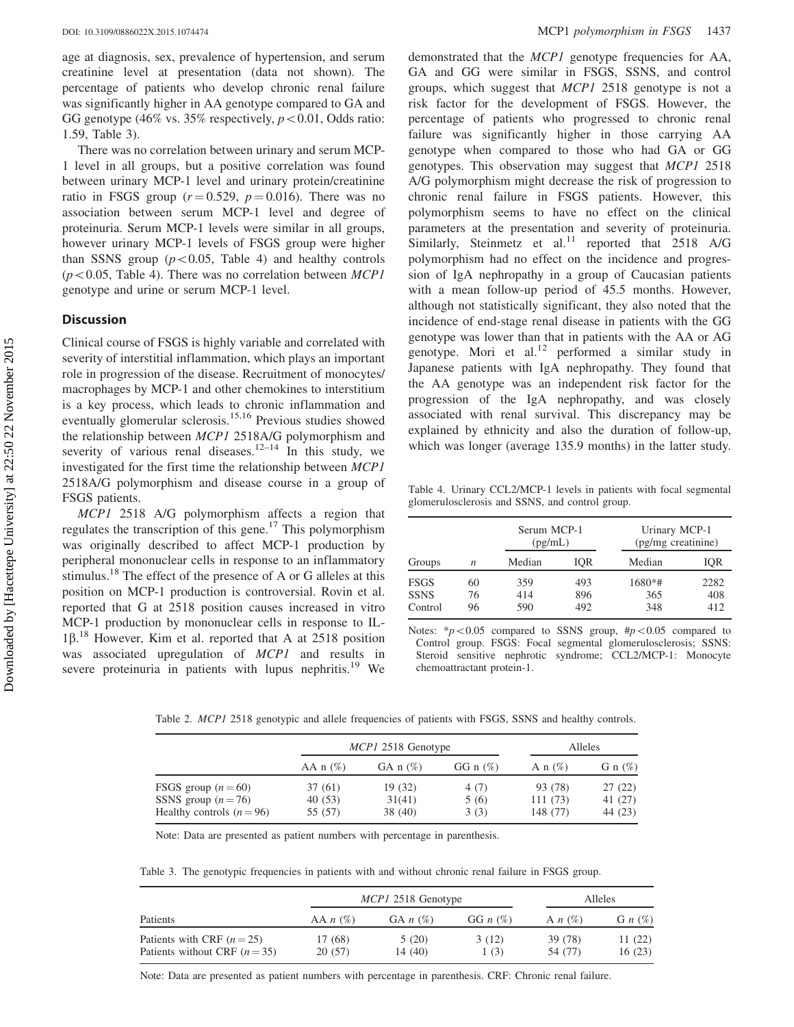age at diagnosis, sex, prevalence of hypertension, and serum creatinine level at presentation (data not shown). The percentage of patients who develop chronic renal failure was significantly higher in AA genotype compared to GA and GG genotype (46% vs. 35% respectively, $p < 0.01$, Odds ratio: 1.59, Table 3).

There was no correlation between urinary and serum MCP-1 level in all groups, but a positive correlation was found between urinary MCP-1 level and urinary protein/creatinine ratio in FSGS group ($r = 0.529$, $p = 0.016$). There was no association between serum MCP-1 level and degree of proteinuria. Serum MCP-1 levels were similar in all groups, however urinary MCP-1 levels of FSGS group were higher than SSNS group ($p < 0.05$, Table 4) and healthy controls ($p < 0.05$, Table 4). There was no correlation between *MCP1* genotype and urine or serum MCP-1 level.

## Discussion

Clinical course of FSGS is highly variable and correlated with severity of interstitial inflammation, which plays an important role in progression of the disease. Recruitment of monocytes/macrophages by MCP-1 and other chemokines to interstitium is a key process, which leads to chronic inflammation and eventually glomerular sclerosis.[15,16] Previous studies showed the relationship between *MCP1* 2518A/G polymorphism and severity of various renal diseases.[12–14] In this study, we investigated for the first time the relationship between *MCP1* 2518A/G polymorphism and disease course in a group of FSGS patients.

*MCP1* 2518 A/G polymorphism affects a region that regulates the transcription of this gene.[17] This polymorphism was originally described to affect MCP-1 production by peripheral mononuclear cells in response to an inflammatory stimulus.[18] The effect of the presence of A or G alleles at this position on MCP-1 production is controversial. Rovin et al. reported that G at 2518 position causes increased in vitro MCP-1 production by mononuclear cells in response to IL-1β.[18] However, Kim et al. reported that A at 2518 position was associated upregulation of *MCP1* and results in severe proteinuria in patients with lupus nephritis.[19] We demonstrated that the *MCP1* genotype frequencies for AA, GA and GG were similar in FSGS, SSNS, and control groups, which suggest that *MCP1* 2518 genotype is not a risk factor for the development of FSGS. However, the percentage of patients who progressed to chronic renal failure was significantly higher in those carrying AA genotype when compared to those who had GA or GG genotypes. This observation may suggest that *MCP1* 2518 A/G polymorphism might decrease the risk of progression to chronic renal failure in FSGS patients. However, this polymorphism seems to have no effect on the clinical parameters at the presentation and severity of proteinuria. Similarly, Steinmetz et al.[11] reported that 2518 A/G polymorphism had no effect on the incidence and progression of IgA nephropathy in a group of Caucasian patients with a mean follow-up period of 45.5 months. However, although not statistically significant, they also noted that the incidence of end-stage renal disease in patients with the GG genotype was lower than that in patients with the AA or AG genotype. Mori et al.[12] performed a similar study in Japanese patients with IgA nephropathy. They found that the AA genotype was an independent risk factor for the progression of the IgA nephropathy, and was closely associated with renal survival. This discrepancy may be explained by ethnicity and also the duration of follow-up, which was longer (average 135.9 months) in the latter study.

Table 4. Urinary CCL2/MCP-1 levels in patients with focal segmental glomerulosclerosis and SSNS, and control group.

| Groups | $n$ | Serum MCP-1 (pg/mL) | | Urinary MCP-1 (pg/mg creatinine) | |
|---|---|---|---|---|---|
| | | Median | IQR | Median | IQR |
| FSGS | 60 | 359 | 493 | 1680*# | 2282 |
| SSNS | 76 | 414 | 896 | 365 | 408 |
| Control | 96 | 590 | 492 | 348 | 412 |

Notes: *$p < 0.05$ compared to SSNS group, #$p < 0.05$ compared to Control group. FSGS: Focal segmental glomerulosclerosis; SSNS: Steroid sensitive nephrotic syndrome; CCL2/MCP-1: Monocyte chemoattractant protein-1.

Table 2. *MCP1* 2518 genotypic and allele frequencies of patients with FSGS, SSNS and healthy controls.

| | *MCP1* 2518 Genotype | | | Alleles | |
|---|---|---|---|---|---|
| | AA n (%) | GA n (%) | GG n (%) | A n (%) | G n (%) |
| FSGS group ($n = 60$) | 37 (61) | 19 (32) | 4 (7) | 93 (78) | 27 (22) |
| SSNS group ($n = 76$) | 40 (53) | 31(41) | 5 (6) | 111 (73) | 41 (27) |
| Healthy controls ($n = 96$) | 55 (57) | 38 (40) | 3 (3) | 148 (77) | 44 (23) |

Note: Data are presented as patient numbers with percentage in parenthesis.

Table 3. The genotypic frequencies in patients with and without chronic renal failure in FSGS group.

| Patients | *MCP1* 2518 Genotype | | | Alleles | |
|---|---|---|---|---|---|
| | AA $n$ (%) | GA $n$ (%) | GG $n$ (%) | A $n$ (%) | G $n$ (%) |
| Patients with CRF ($n = 25$) | 17 (68) | 5 (20) | 3 (12) | 39 (78) | 11 (22) |
| Patients without CRF ($n = 35$) | 20 (57) | 14 (40) | 1 (3) | 54 (77) | 16 (23) |

Note: Data are presented as patient numbers with percentage in parenthesis. CRF: Chronic renal failure.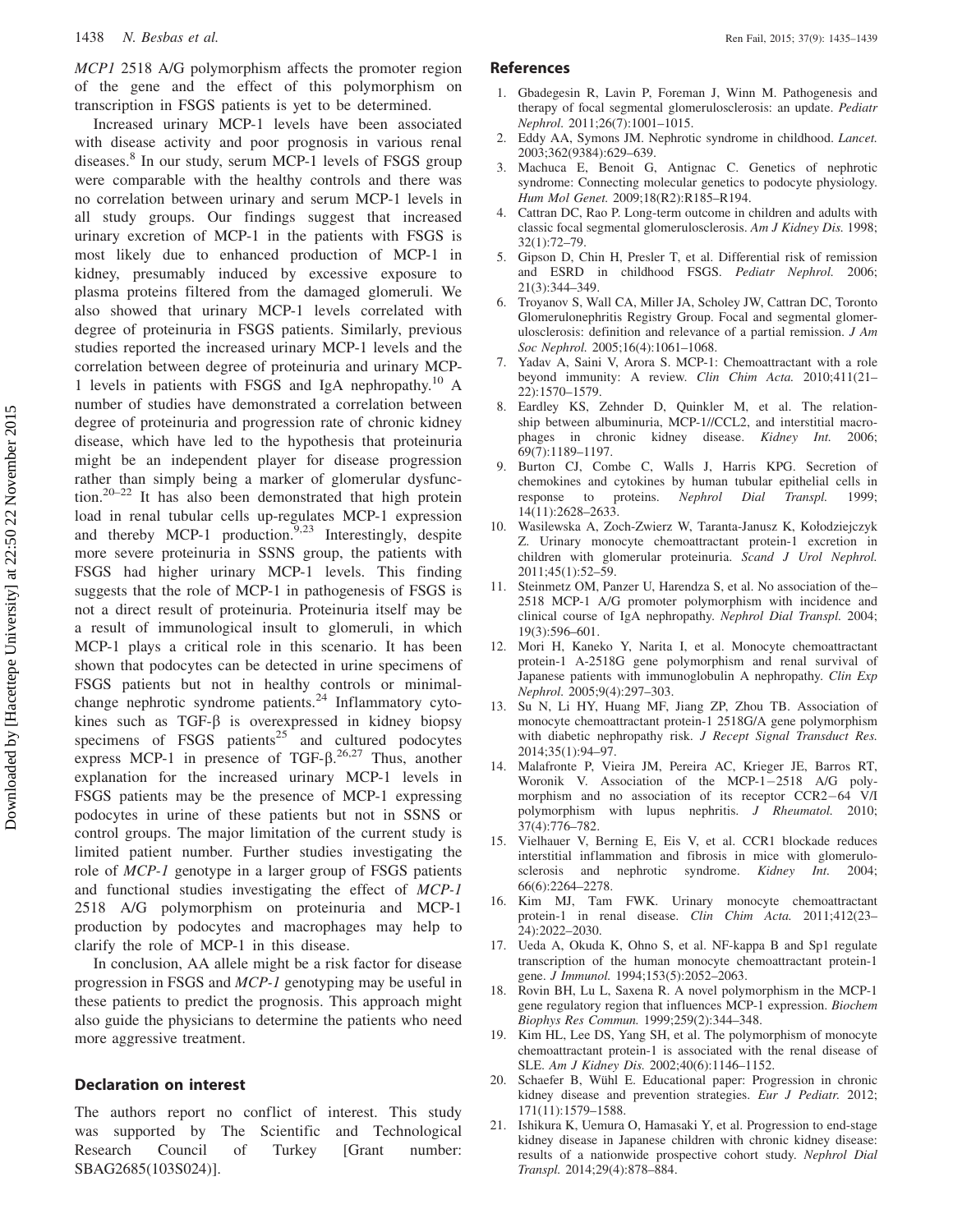*MCP1* 2518 A/G polymorphism affects the promoter region of the gene and the effect of this polymorphism on transcription in FSGS patients is yet to be determined.

Increased urinary MCP-1 levels have been associated with disease activity and poor prognosis in various renal diseases.[8] In our study, serum MCP-1 levels of FSGS group were comparable with the healthy controls and there was no correlation between urinary and serum MCP-1 levels in all study groups. Our findings suggest that increased urinary excretion of MCP-1 in the patients with FSGS is most likely due to enhanced production of MCP-1 in kidney, presumably induced by excessive exposure to plasma proteins filtered from the damaged glomeruli. We also showed that urinary MCP-1 levels correlated with degree of proteinuria in FSGS patients. Similarly, previous studies reported the increased urinary MCP-1 levels and the correlation between degree of proteinuria and urinary MCP-1 levels in patients with FSGS and IgA nephropathy.[10] A number of studies have demonstrated a correlation between degree of proteinuria and progression rate of chronic kidney disease, which have led to the hypothesis that proteinuria might be an independent player for disease progression rather than simply being a marker of glomerular dysfunction.[20–22] It has also been demonstrated that high protein load in renal tubular cells up-regulates MCP-1 expression and thereby MCP-1 production.[9,23] Interestingly, despite more severe proteinuria in SSNS group, the patients with FSGS had higher urinary MCP-1 levels. This finding suggests that the role of MCP-1 in pathogenesis of FSGS is not a direct result of proteinuria. Proteinuria itself may be a result of immunological insult to glomeruli, in which MCP-1 plays a critical role in this scenario. It has been shown that podocytes can be detected in urine specimens of FSGS patients but not in healthy controls or minimal-change nephrotic syndrome patients.[24] Inflammatory cytokines such as TGF-β is overexpressed in kidney biopsy specimens of FSGS patients[25] and cultured podocytes express MCP-1 in presence of TGF-β.[26,27] Thus, another explanation for the increased urinary MCP-1 levels in FSGS patients may be the presence of MCP-1 expressing podocytes in urine of these patients but not in SSNS or control groups. The major limitation of the current study is limited patient number. Further studies investigating the role of *MCP-1* genotype in a larger group of FSGS patients and functional studies investigating the effect of *MCP-1* 2518 A/G polymorphism on proteinuria and MCP-1 production by podocytes and macrophages may help to clarify the role of MCP-1 in this disease.

In conclusion, AA allele might be a risk factor for disease progression in FSGS and *MCP-1* genotyping may be useful in these patients to predict the prognosis. This approach might also guide the physicians to determine the patients who need more aggressive treatment.

## Declaration on interest

The authors report no conflict of interest. This study was supported by The Scientific and Technological Research Council of Turkey [Grant number: SBAG2685(103S024)].

## References

1. Gbadegesin R, Lavin P, Foreman J, Winn M. Pathogenesis and therapy of focal segmental glomerulosclerosis: an update. *Pediatr Nephrol.* 2011;26(7):1001–1015.
2. Eddy AA, Symons JM. Nephrotic syndrome in childhood. *Lancet.* 2003;362(9384):629–639.
3. Machuca E, Benoit G, Antignac C. Genetics of nephrotic syndrome: Connecting molecular genetics to podocyte physiology. *Hum Mol Genet.* 2009;18(R2):R185–R194.
4. Cattran DC, Rao P. Long-term outcome in children and adults with classic focal segmental glomerulosclerosis. *Am J Kidney Dis.* 1998; 32(1):72–79.
5. Gipson D, Chin H, Presler T, et al. Differential risk of remission and ESRD in childhood FSGS. *Pediatr Nephrol.* 2006; 21(3):344–349.
6. Troyanov S, Wall CA, Miller JA, Scholey JW, Cattran DC, Toronto Glomerulonephritis Registry Group. Focal and segmental glomerulosclerosis: definition and relevance of a partial remission. *J Am Soc Nephrol.* 2005;16(4):1061–1068.
7. Yadav A, Saini V, Arora S. MCP-1: Chemoattractant with a role beyond immunity: A review. *Clin Chim Acta.* 2010;411(21–22):1570–1579.
8. Eardley KS, Zehnder D, Quinkler M, et al. The relationship between albuminuria, MCP-1//CCL2, and interstitial macrophages in chronic kidney disease. *Kidney Int.* 2006; 69(7):1189–1197.
9. Burton CJ, Combe C, Walls J, Harris KPG. Secretion of chemokines and cytokines by human tubular epithelial cells in response to proteins. *Nephrol Dial Transpl.* 1999; 14(11):2628–2633.
10. Wasilewska A, Zoch-Zwierz W, Taranta-Janusz K, Kołodziejczyk Z. Urinary monocyte chemoattractant protein-1 excretion in children with glomerular proteinuria. *Scand J Urol Nephrol.* 2011;45(1):52–59.
11. Steinmetz OM, Panzer U, Harendza S, et al. No association of the–2518 MCP-1 A/G promoter polymorphism with incidence and clinical course of IgA nephropathy. *Nephrol Dial Transpl.* 2004; 19(3):596–601.
12. Mori H, Kaneko Y, Narita I, et al. Monocyte chemoattractant protein-1 A-2518G gene polymorphism and renal survival of Japanese patients with immunoglobulin A nephropathy. *Clin Exp Nephrol.* 2005;9(4):297–303.
13. Su N, Li HY, Huang MF, Jiang ZP, Zhou TB. Association of monocyte chemoattractant protein-1 2518G/A gene polymorphism with diabetic nephropathy risk. *J Recept Signal Transduct Res.* 2014;35(1):94–97.
14. Malafronte P, Vieira JM, Pereira AC, Krieger JE, Barros RT, Woronik V. Association of the MCP-1−2518 A/G polymorphism and no association of its receptor CCR2−64 V/I polymorphism with lupus nephritis. *J Rheumatol.* 2010; 37(4):776–782.
15. Vielhauer V, Berning E, Eis V, et al. CCR1 blockade reduces interstitial inflammation and fibrosis in mice with glomerulosclerosis and nephrotic syndrome. *Kidney Int.* 2004; 66(6):2264–2278.
16. Kim MJ, Tam FWK. Urinary monocyte chemoattractant protein-1 in renal disease. *Clin Chim Acta.* 2011;412(23–24):2022–2030.
17. Ueda A, Okuda K, Ohno S, et al. NF-kappa B and Sp1 regulate transcription of the human monocyte chemoattractant protein-1 gene. *J Immunol.* 1994;153(5):2052–2063.
18. Rovin BH, Lu L, Saxena R. A novel polymorphism in the MCP-1 gene regulatory region that influences MCP-1 expression. *Biochem Biophys Res Commun.* 1999;259(2):344–348.
19. Kim HL, Lee DS, Yang SH, et al. The polymorphism of monocyte chemoattractant protein-1 is associated with the renal disease of SLE. *Am J Kidney Dis.* 2002;40(6):1146–1152.
20. Schaefer B, Wühl E. Educational paper: Progression in chronic kidney disease and prevention strategies. *Eur J Pediatr.* 2012; 171(11):1579–1588.
21. Ishikura K, Uemura O, Hamasaki Y, et al. Progression to end-stage kidney disease in Japanese children with chronic kidney disease: results of a nationwide prospective cohort study. *Nephrol Dial Transpl.* 2014;29(4):878–884.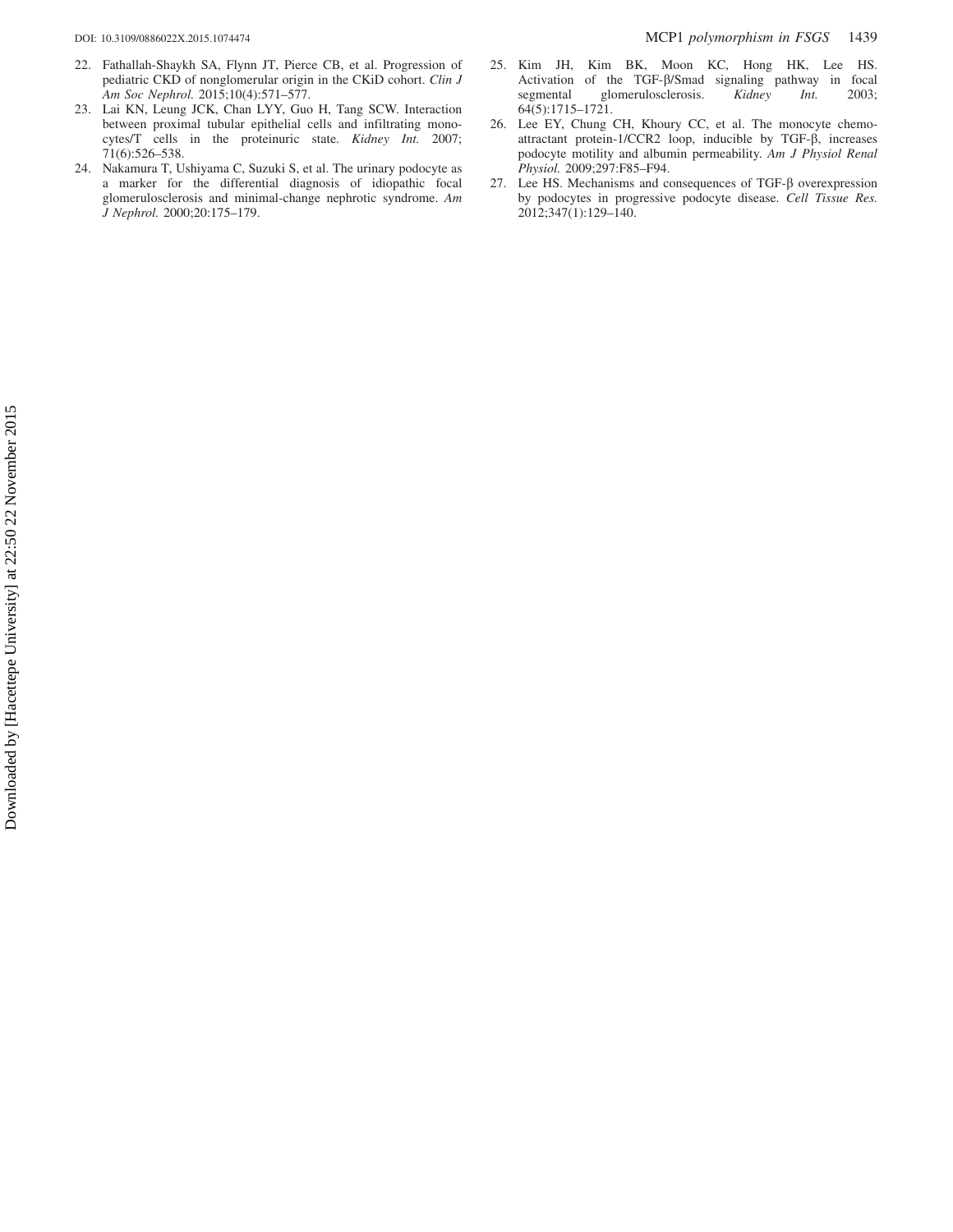22. Fathallah-Shaykh SA, Flynn JT, Pierce CB, et al. Progression of pediatric CKD of nonglomerular origin in the CKiD cohort. *Clin J Am Soc Nephrol.* 2015;10(4):571–577.
23. Lai KN, Leung JCK, Chan LYY, Guo H, Tang SCW. Interaction between proximal tubular epithelial cells and infiltrating monocytes/T cells in the proteinuric state. *Kidney Int.* 2007; 71(6):526–538.
24. Nakamura T, Ushiyama C, Suzuki S, et al. The urinary podocyte as a marker for the differential diagnosis of idiopathic focal glomerulosclerosis and minimal-change nephrotic syndrome. *Am J Nephrol.* 2000;20:175–179.
25. Kim JH, Kim BK, Moon KC, Hong HK, Lee HS. Activation of the TGF-β/Smad signaling pathway in focal segmental glomerulosclerosis. *Kidney Int.* 2003; 64(5):1715–1721.
26. Lee EY, Chung CH, Khoury CC, et al. The monocyte chemoattractant protein-1/CCR2 loop, inducible by TGF-β, increases podocyte motility and albumin permeability. *Am J Physiol Renal Physiol.* 2009;297:F85–F94.
27. Lee HS. Mechanisms and consequences of TGF-β overexpression by podocytes in progressive podocyte disease. *Cell Tissue Res.* 2012;347(1):129–140.